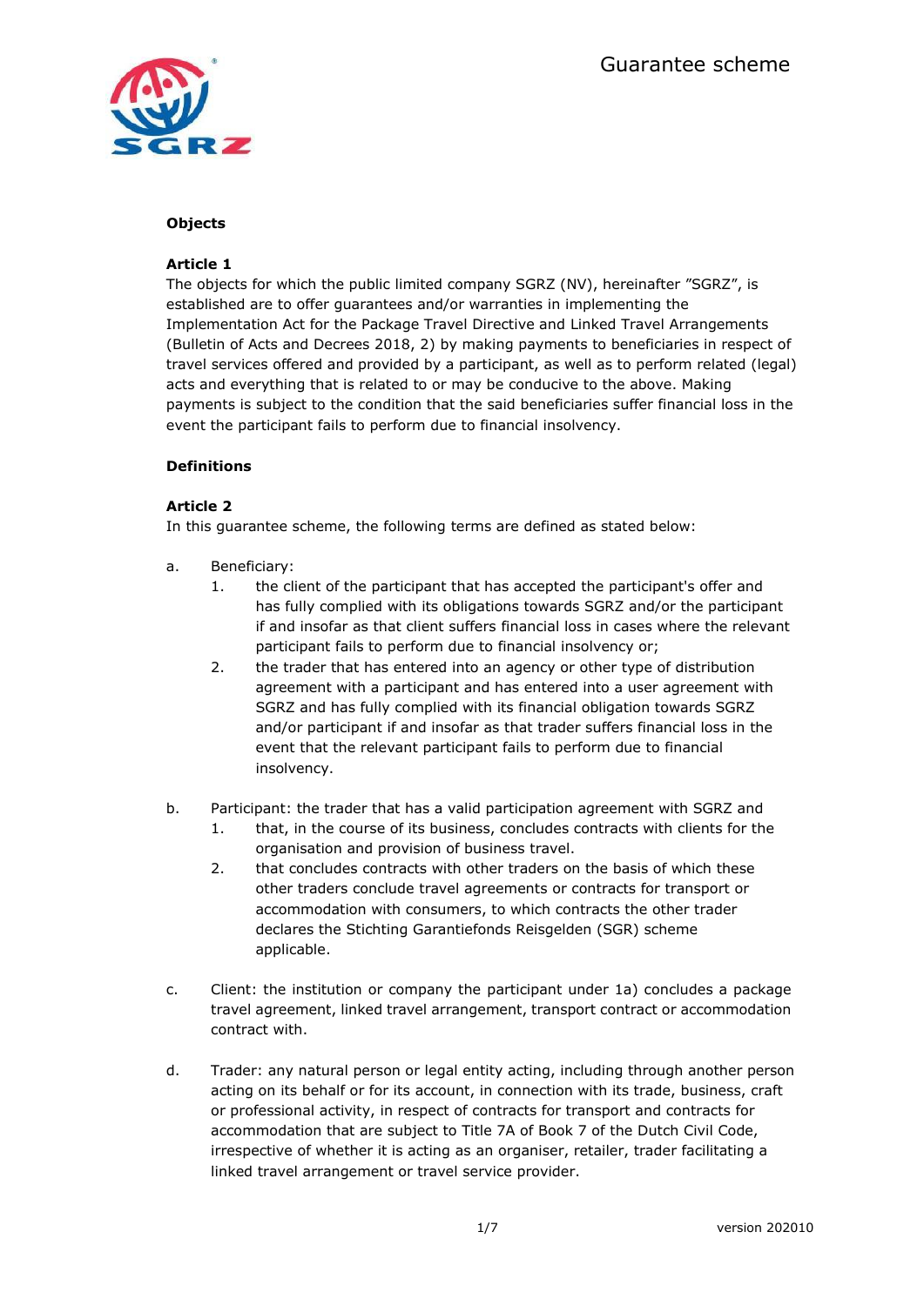# Guarantee scheme

## Objects

### Article 1

The objects for which the public limited company SGRZ (NV), hereinafter "SGRZ", is established are to offer guarantees and/or warranties in implementing the Implementation Act for the Package Travel Directive and Linked Travel Arrangements (Bulletin of Acts and Decrees 2018, 2) by making payments to beneficiaries in respect of travel services offered and provided by a participant, as well as to perform related (legal) acts and everything that is related to or may be conducive to the above. Making payments is subject to the condition that the said beneficiaries suffer financial loss in the event the participant fails to perform due to financial insolvency.

## Definitions

### Article 2

In this guarantee scheme, the following terms are defined as stated below:

a. Beneficiary:
   1. the client of the participant that has accepted the participant's offer and has fully complied with its obligations towards SGRZ and/or the participant if and insofar as that client suffers financial loss in cases where the relevant participant fails to perform due to financial insolvency or;
   2. the trader that has entered into an agency or other type of distribution agreement with a participant and has entered into a user agreement with SGRZ and has fully complied with its financial obligation towards SGRZ and/or participant if and insofar as that trader suffers financial loss in the event that the relevant participant fails to perform due to financial insolvency.

b. Participant: the trader that has a valid participation agreement with SGRZ and
   1. that, in the course of its business, concludes contracts with clients for the organisation and provision of business travel.
   2. that concludes contracts with other traders on the basis of which these other traders conclude travel agreements or contracts for transport or accommodation with consumers, to which contracts the other trader declares the Stichting Garantiefonds Reisgelden (SGR) scheme applicable.

c. Client: the institution or company the participant under 1a) concludes a package travel agreement, linked travel arrangement, transport contract or accommodation contract with.

d. Trader: any natural person or legal entity acting, including through another person acting on its behalf or for its account, in connection with its trade, business, craft or professional activity, in respect of contracts for transport and contracts for accommodation that are subject to Title 7A of Book 7 of the Dutch Civil Code, irrespective of whether it is acting as an organiser, retailer, trader facilitating a linked travel arrangement or travel service provider.

version 202010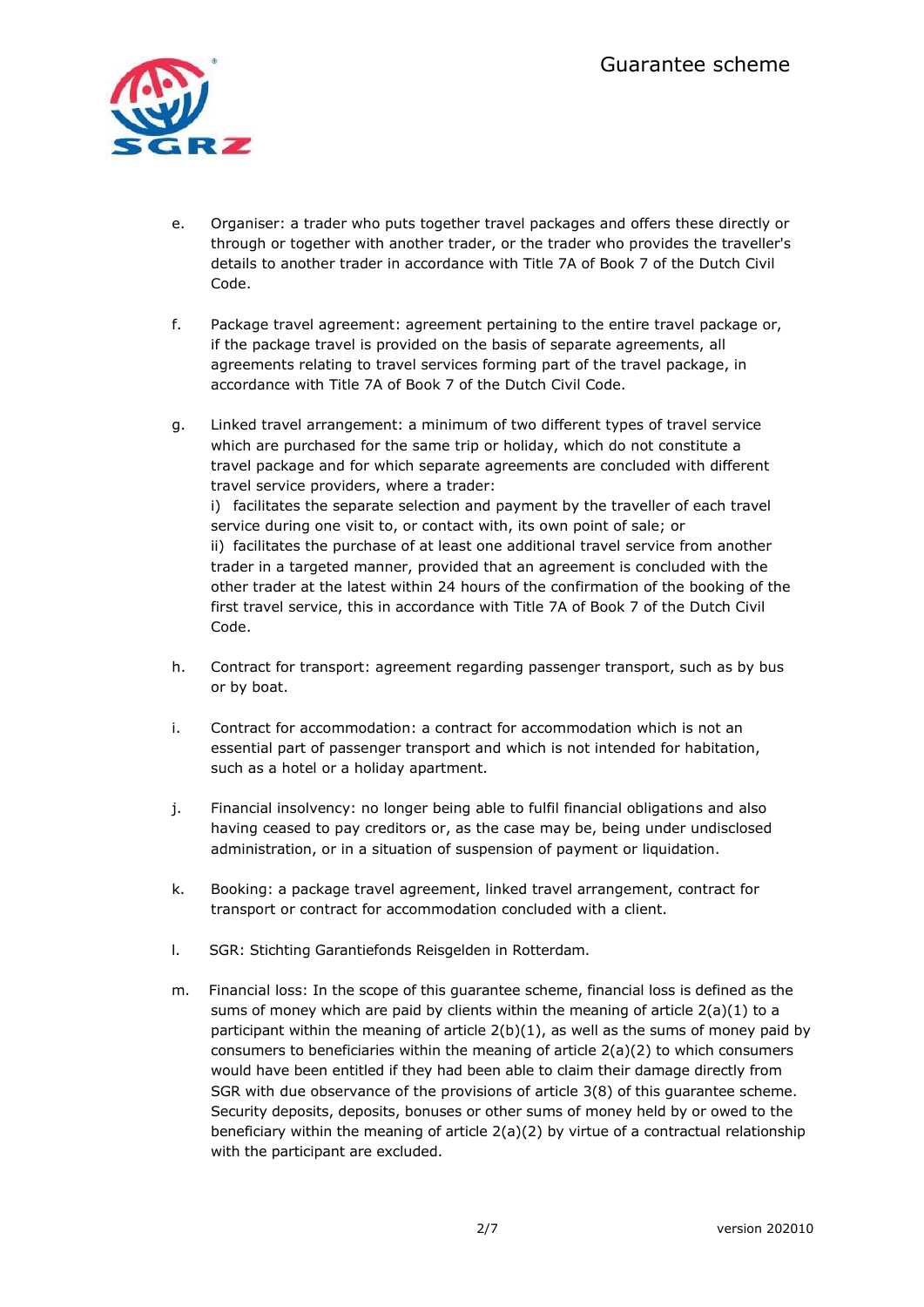e. Organiser: a trader who puts together travel packages and offers these directly or through or together with another trader, or the trader who provides the traveller's details to another trader in accordance with Title 7A of Book 7 of the Dutch Civil Code.

f. Package travel agreement: agreement pertaining to the entire travel package or, if the package travel is provided on the basis of separate agreements, all agreements relating to travel services forming part of the travel package, in accordance with Title 7A of Book 7 of the Dutch Civil Code.

g. Linked travel arrangement: a minimum of two different types of travel service which are purchased for the same trip or holiday, which do not constitute a travel package and for which separate agreements are concluded with different travel service providers, where a trader:
i) facilitates the separate selection and payment by the traveller of each travel service during one visit to, or contact with, its own point of sale; or
ii) facilitates the purchase of at least one additional travel service from another trader in a targeted manner, provided that an agreement is concluded with the other trader at the latest within 24 hours of the confirmation of the booking of the first travel service, this in accordance with Title 7A of Book 7 of the Dutch Civil Code.

h. Contract for transport: agreement regarding passenger transport, such as by bus or by boat.

i. Contract for accommodation: a contract for accommodation which is not an essential part of passenger transport and which is not intended for habitation, such as a hotel or a holiday apartment.

j. Financial insolvency: no longer being able to fulfil financial obligations and also having ceased to pay creditors or, as the case may be, being under undisclosed administration, or in a situation of suspension of payment or liquidation.

k. Booking: a package travel agreement, linked travel arrangement, contract for transport or contract for accommodation concluded with a client.

l. SGR: Stichting Garantiefonds Reisgelden in Rotterdam.

m. Financial loss: In the scope of this guarantee scheme, financial loss is defined as the sums of money which are paid by clients within the meaning of article 2(a)(1) to a participant within the meaning of article 2(b)(1), as well as the sums of money paid by consumers to beneficiaries within the meaning of article 2(a)(2) to which consumers would have been entitled if they had been able to claim their damage directly from SGR with due observance of the provisions of article 3(8) of this guarantee scheme. Security deposits, deposits, bonuses or other sums of money held by or owed to the beneficiary within the meaning of article 2(a)(2) by virtue of a contractual relationship with the participant are excluded.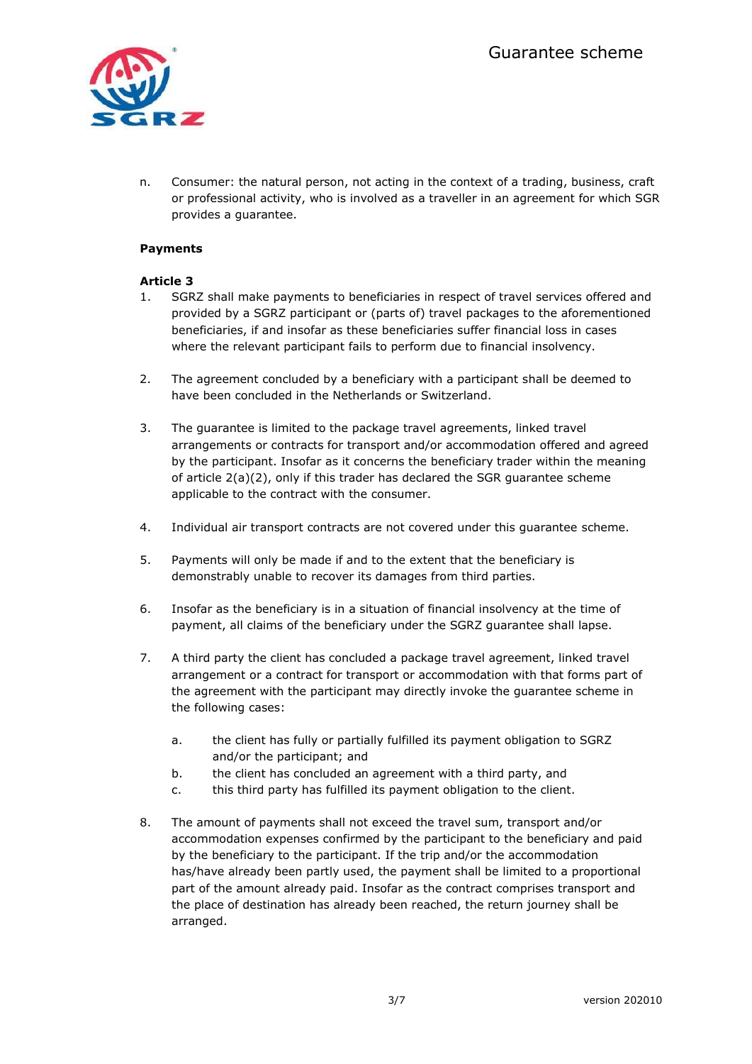n. Consumer: the natural person, not acting in the context of a trading, business, craft or professional activity, who is involved as a traveller in an agreement for which SGR provides a guarantee.

**Payments**

**Article 3**

1. SGRZ shall make payments to beneficiaries in respect of travel services offered and provided by a SGRZ participant or (parts of) travel packages to the aforementioned beneficiaries, if and insofar as these beneficiaries suffer financial loss in cases where the relevant participant fails to perform due to financial insolvency.

2. The agreement concluded by a beneficiary with a participant shall be deemed to have been concluded in the Netherlands or Switzerland.

3. The guarantee is limited to the package travel agreements, linked travel arrangements or contracts for transport and/or accommodation offered and agreed by the participant. Insofar as it concerns the beneficiary trader within the meaning of article 2(a)(2), only if this trader has declared the SGR guarantee scheme applicable to the contract with the consumer.

4. Individual air transport contracts are not covered under this guarantee scheme.

5. Payments will only be made if and to the extent that the beneficiary is demonstrably unable to recover its damages from third parties.

6. Insofar as the beneficiary is in a situation of financial insolvency at the time of payment, all claims of the beneficiary under the SGRZ guarantee shall lapse.

7. A third party the client has concluded a package travel agreement, linked travel arrangement or a contract for transport or accommodation with that forms part of the agreement with the participant may directly invoke the guarantee scheme in the following cases:

   a. the client has fully or partially fulfilled its payment obligation to SGRZ and/or the participant; and
   b. the client has concluded an agreement with a third party, and
   c. this third party has fulfilled its payment obligation to the client.

8. The amount of payments shall not exceed the travel sum, transport and/or accommodation expenses confirmed by the participant to the beneficiary and paid by the beneficiary to the participant. If the trip and/or the accommodation has/have already been partly used, the payment shall be limited to a proportional part of the amount already paid. Insofar as the contract comprises transport and the place of destination has already been reached, the return journey shall be arranged.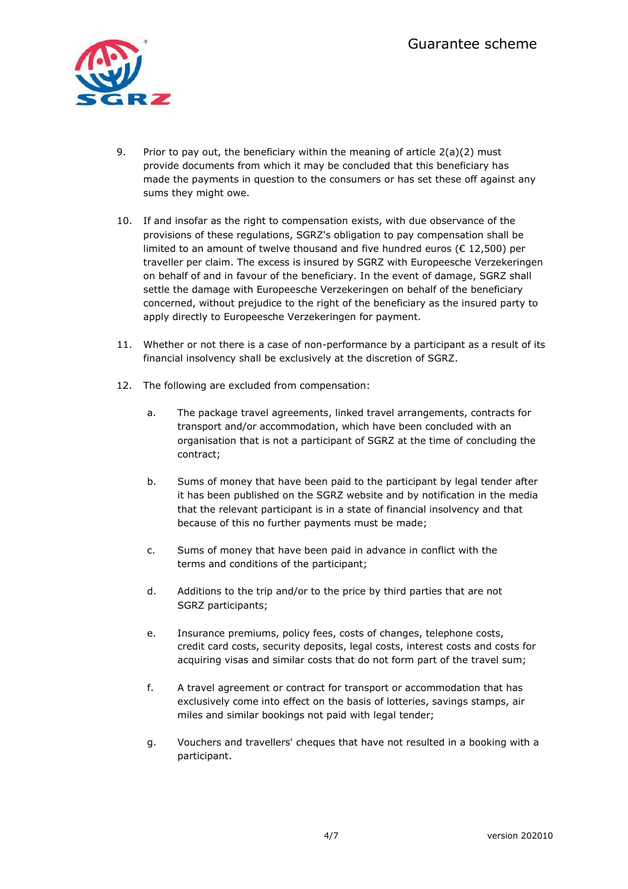9. Prior to pay out, the beneficiary within the meaning of article 2(a)(2) must provide documents from which it may be concluded that this beneficiary has made the payments in question to the consumers or has set these off against any sums they might owe.

10. If and insofar as the right to compensation exists, with due observance of the provisions of these regulations, SGRZ's obligation to pay compensation shall be limited to an amount of twelve thousand and five hundred euros (€ 12,500) per traveller per claim. The excess is insured by SGRZ with Europeesche Verzekeringen on behalf of and in favour of the beneficiary. In the event of damage, SGRZ shall settle the damage with Europeesche Verzekeringen on behalf of the beneficiary concerned, without prejudice to the right of the beneficiary as the insured party to apply directly to Europeesche Verzekeringen for payment.

11. Whether or not there is a case of non-performance by a participant as a result of its financial insolvency shall be exclusively at the discretion of SGRZ.

12. The following are excluded from compensation:

    a. The package travel agreements, linked travel arrangements, contracts for transport and/or accommodation, which have been concluded with an organisation that is not a participant of SGRZ at the time of concluding the contract;

    b. Sums of money that have been paid to the participant by legal tender after it has been published on the SGRZ website and by notification in the media that the relevant participant is in a state of financial insolvency and that because of this no further payments must be made;

    c. Sums of money that have been paid in advance in conflict with the terms and conditions of the participant;

    d. Additions to the trip and/or to the price by third parties that are not SGRZ participants;

    e. Insurance premiums, policy fees, costs of changes, telephone costs, credit card costs, security deposits, legal costs, interest costs and costs for acquiring visas and similar costs that do not form part of the travel sum;

    f. A travel agreement or contract for transport or accommodation that has exclusively come into effect on the basis of lotteries, savings stamps, air miles and similar bookings not paid with legal tender;

    g. Vouchers and travellers' cheques that have not resulted in a booking with a participant.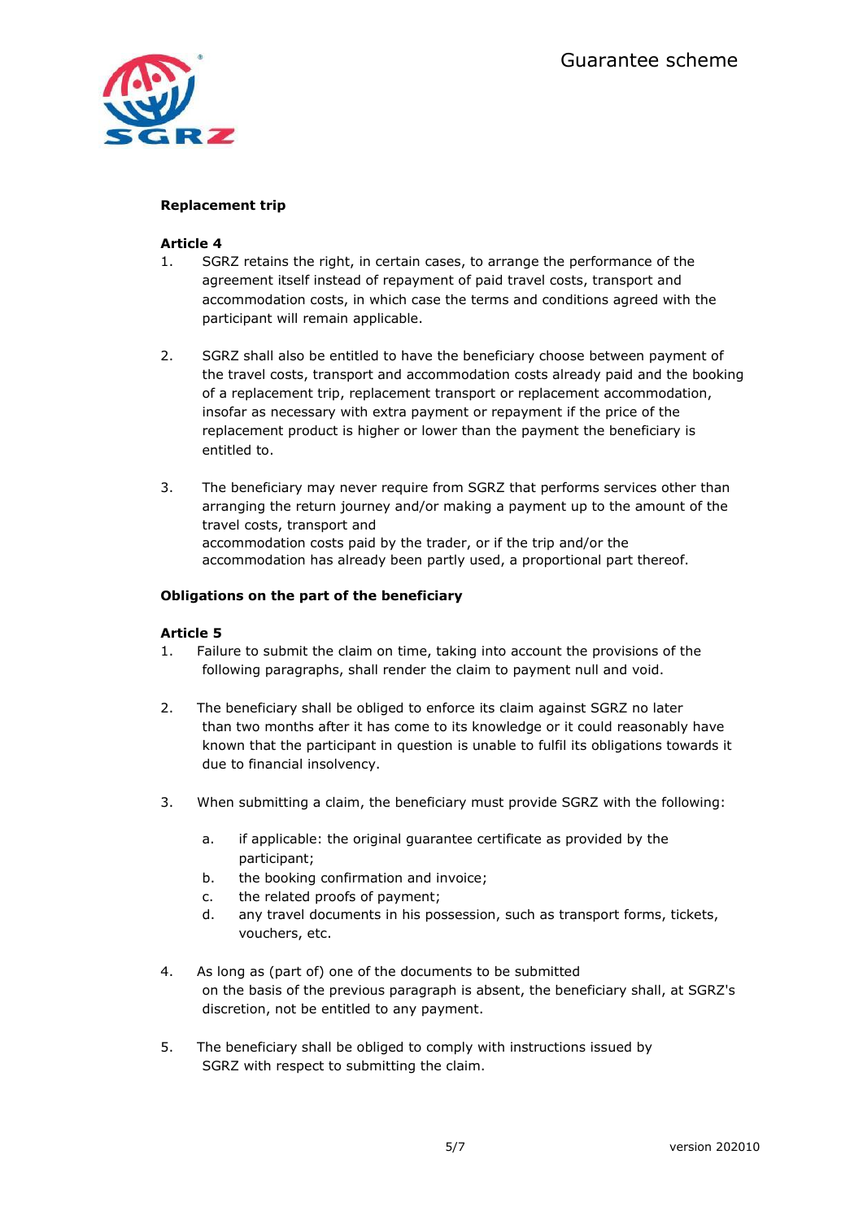### Replacement trip

#### Article 4

1. SGRZ retains the right, in certain cases, to arrange the performance of the agreement itself instead of repayment of paid travel costs, transport and accommodation costs, in which case the terms and conditions agreed with the participant will remain applicable.

2. SGRZ shall also be entitled to have the beneficiary choose between payment of the travel costs, transport and accommodation costs already paid and the booking of a replacement trip, replacement transport or replacement accommodation, insofar as necessary with extra payment or repayment if the price of the replacement product is higher or lower than the payment the beneficiary is entitled to.

3. The beneficiary may never require from SGRZ that performs services other than arranging the return journey and/or making a payment up to the amount of the travel costs, transport and accommodation costs paid by the trader, or if the trip and/or the accommodation has already been partly used, a proportional part thereof.

### Obligations on the part of the beneficiary

#### Article 5

1. Failure to submit the claim on time, taking into account the provisions of the following paragraphs, shall render the claim to payment null and void.

2. The beneficiary shall be obliged to enforce its claim against SGRZ no later than two months after it has come to its knowledge or it could reasonably have known that the participant in question is unable to fulfil its obligations towards it due to financial insolvency.

3. When submitting a claim, the beneficiary must provide SGRZ with the following:

   a. if applicable: the original guarantee certificate as provided by the participant;
   b. the booking confirmation and invoice;
   c. the related proofs of payment;
   d. any travel documents in his possession, such as transport forms, tickets, vouchers, etc.

4. As long as (part of) one of the documents to be submitted on the basis of the previous paragraph is absent, the beneficiary shall, at SGRZ's discretion, not be entitled to any payment.

5. The beneficiary shall be obliged to comply with instructions issued by SGRZ with respect to submitting the claim.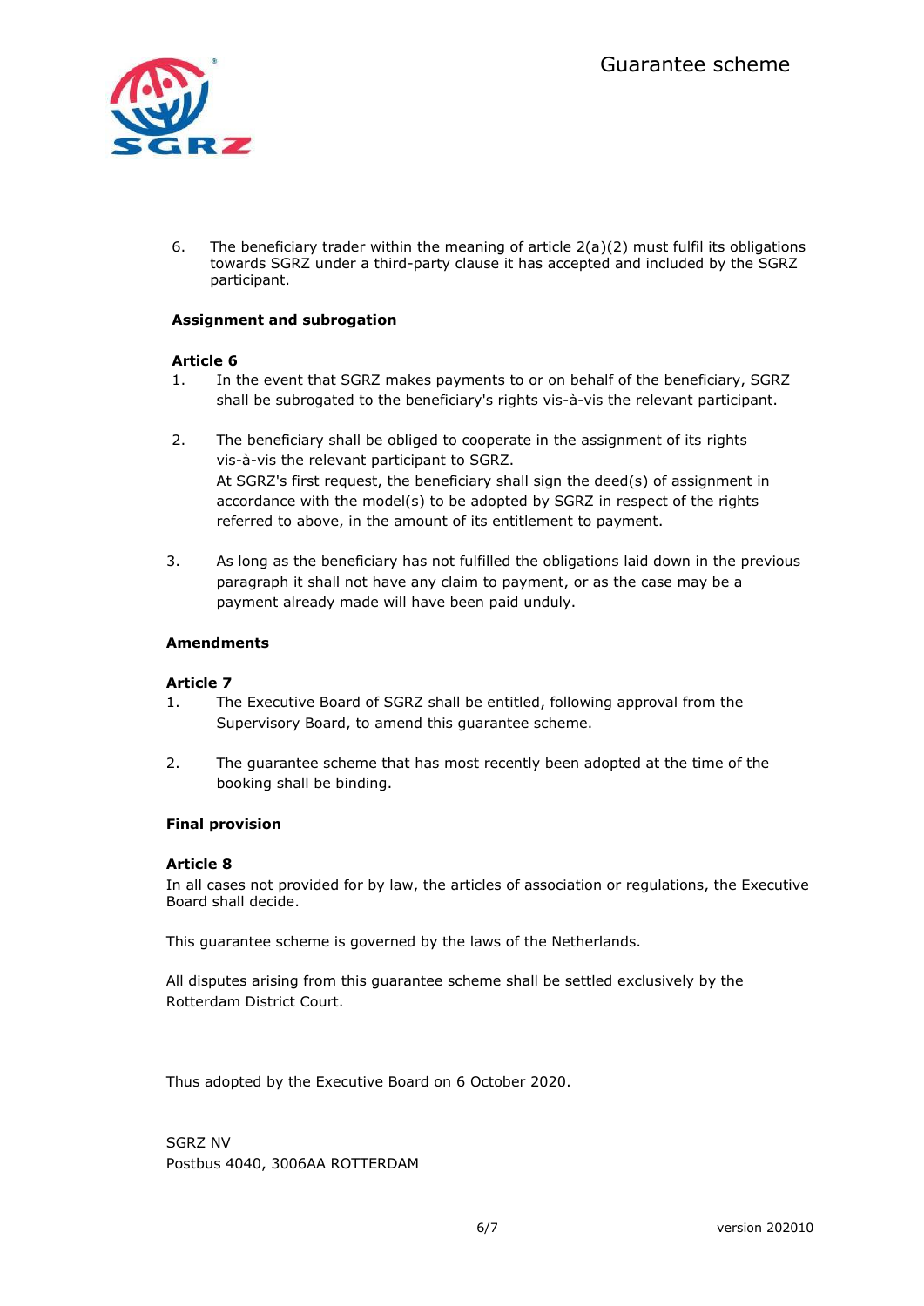6. The beneficiary trader within the meaning of article 2(a)(2) must fulfil its obligations towards SGRZ under a third-party clause it has accepted and included by the SGRZ participant.

**Assignment and subrogation**

**Article 6**

1. In the event that SGRZ makes payments to or on behalf of the beneficiary, SGRZ shall be subrogated to the beneficiary's rights vis-à-vis the relevant participant.

2. The beneficiary shall be obliged to cooperate in the assignment of its rights vis-à-vis the relevant participant to SGRZ.
   At SGRZ's first request, the beneficiary shall sign the deed(s) of assignment in accordance with the model(s) to be adopted by SGRZ in respect of the rights referred to above, in the amount of its entitlement to payment.

3. As long as the beneficiary has not fulfilled the obligations laid down in the previous paragraph it shall not have any claim to payment, or as the case may be a payment already made will have been paid unduly.

**Amendments**

**Article 7**

1. The Executive Board of SGRZ shall be entitled, following approval from the Supervisory Board, to amend this guarantee scheme.

2. The guarantee scheme that has most recently been adopted at the time of the booking shall be binding.

**Final provision**

**Article 8**

In all cases not provided for by law, the articles of association or regulations, the Executive Board shall decide.

This guarantee scheme is governed by the laws of the Netherlands.

All disputes arising from this guarantee scheme shall be settled exclusively by the Rotterdam District Court.

Thus adopted by the Executive Board on 6 October 2020.

SGRZ NV
Postbus 4040, 3006AA ROTTERDAM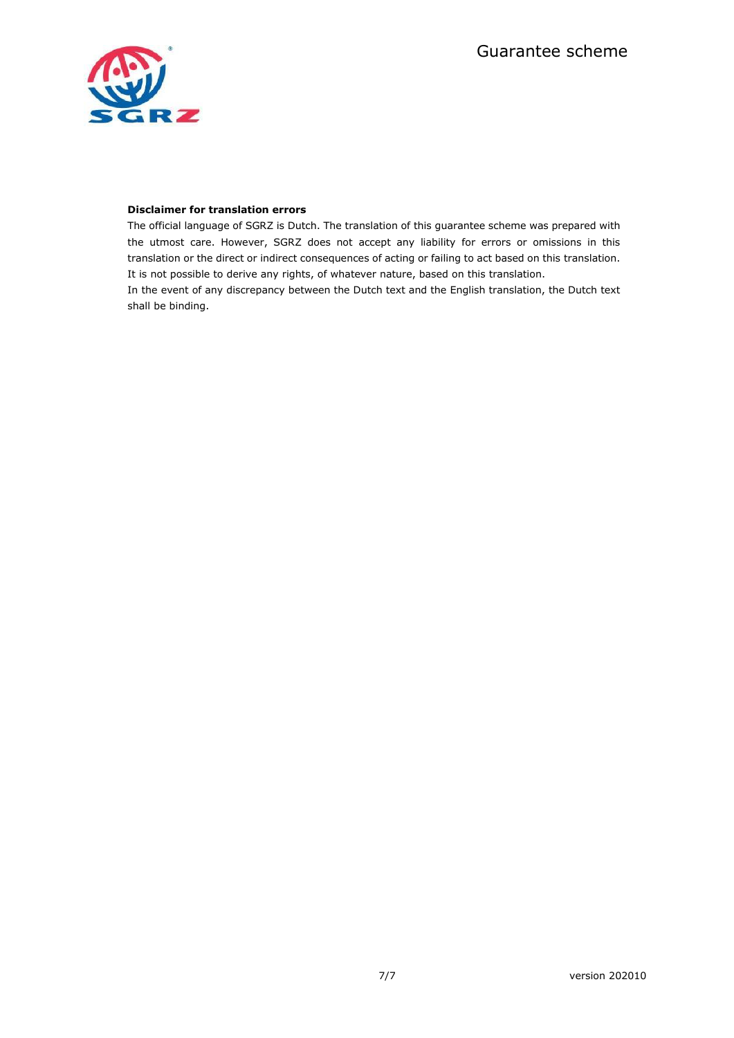**Disclaimer for translation errors**

The official language of SGRZ is Dutch. The translation of this guarantee scheme was prepared with the utmost care. However, SGRZ does not accept any liability for errors or omissions in this translation or the direct or indirect consequences of acting or failing to act based on this translation. It is not possible to derive any rights, of whatever nature, based on this translation.

In the event of any discrepancy between the Dutch text and the English translation, the Dutch text shall be binding.